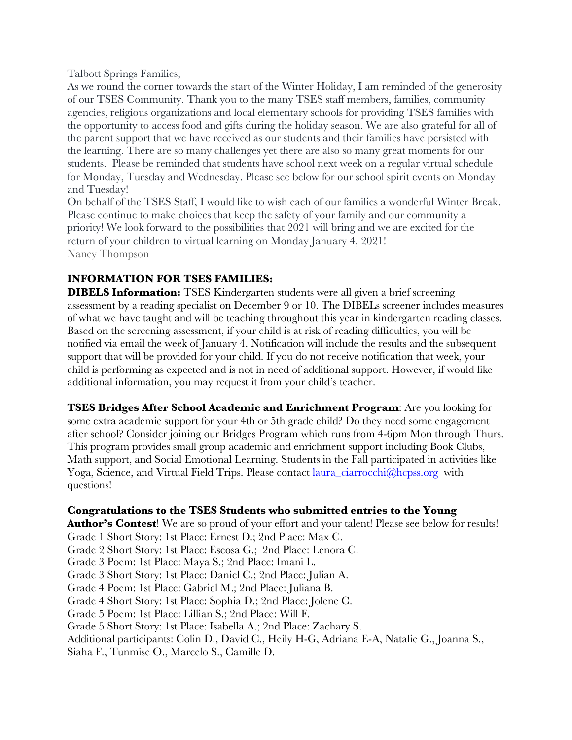Talbott Springs Families,

As we round the corner towards the start of the Winter Holiday, I am reminded of the generosity of our TSES Community. Thank you to the many TSES staff members, families, community agencies, religious organizations and local elementary schools for providing TSES families with the opportunity to access food and gifts during the holiday season. We are also grateful for all of the parent support that we have received as our students and their families have persisted with the learning. There are so many challenges yet there are also so many great moments for our students. Please be reminded that students have school next week on a regular virtual schedule for Monday, Tuesday and Wednesday. Please see below for our school spirit events on Monday and Tuesday!

On behalf of the TSES Staff, I would like to wish each of our families a wonderful Winter Break. Please continue to make choices that keep the safety of your family and our community a priority! We look forward to the possibilities that 2021 will bring and we are excited for the return of your children to virtual learning on Monday January 4, 2021!

Nancy Thompson

## INFORMATION FOR TSES FAMILIES:

**DIBELS Information:** TSES Kindergarten students were all given a brief screening assessment by a reading specialist on December 9 or 10. The DIBELs screener includes measures of what we have taught and will be teaching throughout this year in kindergarten reading classes. Based on the screening assessment, if your child is at risk of reading difficulties, you will be notified via email the week of January 4. Notification will include the results and the subsequent support that will be provided for your child. If you do not receive notification that week, your child is performing as expected and is not in need of additional support. However, if would like additional information, you may request it from your child's teacher.

**TSES Bridges After School Academic and Enrichment Program**: Are you looking for some extra academic support for your 4th or 5th grade child? Do they need some engagement after school? Consider joining our Bridges Program which runs from 4-6pm Mon through Thurs. This program provides small group academic and enrichment support including Book Clubs, Math support, and Social Emotional Learning. Students in the Fall participated in activities like Yoga, Science, and Virtual Field Trips. Please contact laura_ciarrocchi@hcpss.org with questions!

**Congratulations to the TSES Students who submitted entries to the Young Author's Contest**! We are so proud of your effort and your talent! Please see below for results!

Grade 1 Short Story: 1st Place: Ernest D.; 2nd Place: Max C.
Grade 2 Short Story: 1st Place: Eseosa G.; 2nd Place: Lenora C.
Grade 3 Poem: 1st Place: Maya S.; 2nd Place: Imani L.
Grade 3 Short Story: 1st Place: Daniel C.; 2nd Place: Julian A.
Grade 4 Poem: 1st Place: Gabriel M.; 2nd Place: Juliana B.
Grade 4 Short Story: 1st Place: Sophia D.; 2nd Place: Jolene C.
Grade 5 Poem: 1st Place: Lillian S.; 2nd Place: Will F.
Grade 5 Short Story: 1st Place: Isabella A.; 2nd Place: Zachary S.
Additional participants: Colin D., David C., Heily H-G, Adriana E-A, Natalie G., Joanna S., Siaha F., Tunmise O., Marcelo S., Camille D.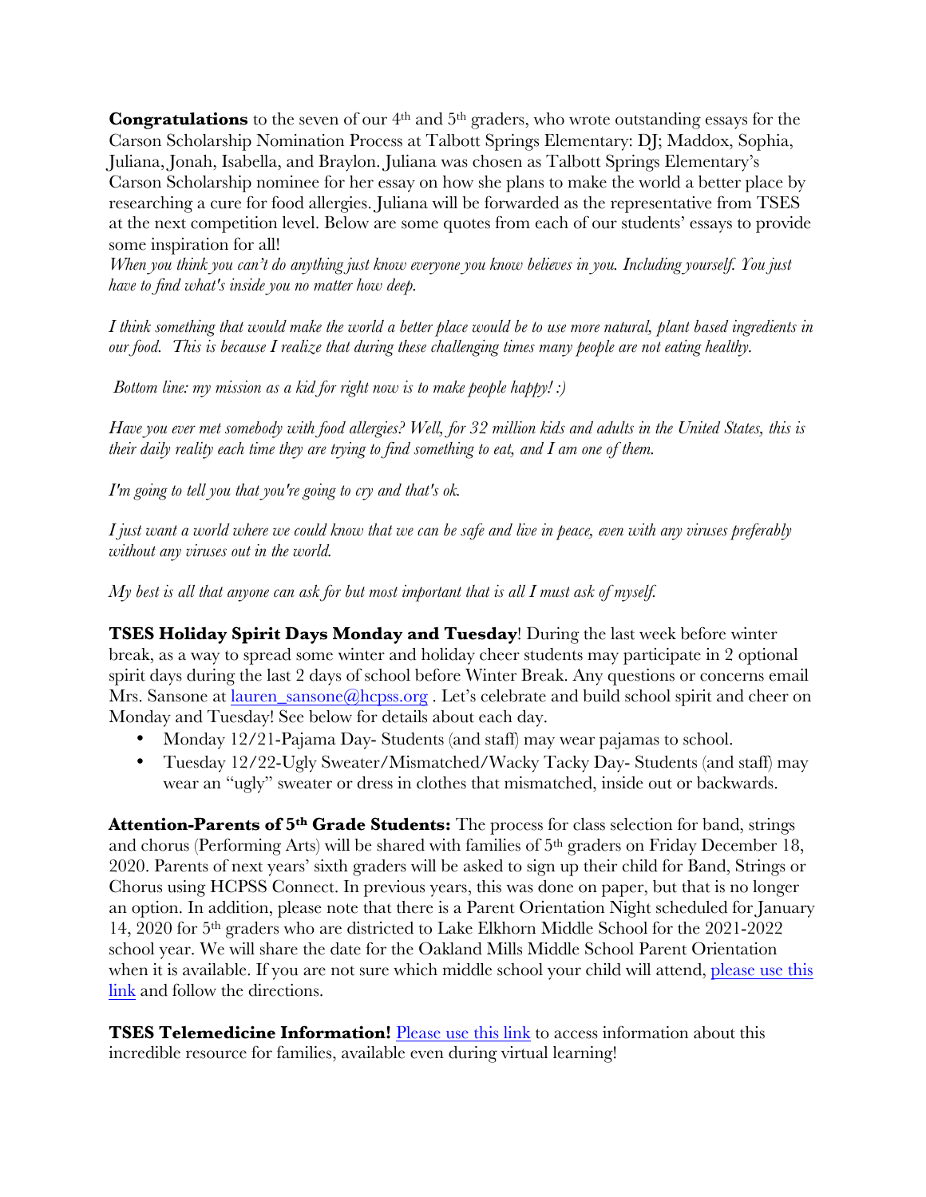**Congratulations** to the seven of our 4th and 5th graders, who wrote outstanding essays for the Carson Scholarship Nomination Process at Talbott Springs Elementary: DJ; Maddox, Sophia, Juliana, Jonah, Isabella, and Braylon. Juliana was chosen as Talbott Springs Elementary's Carson Scholarship nominee for her essay on how she plans to make the world a better place by researching a cure for food allergies. Juliana will be forwarded as the representative from TSES at the next competition level. Below are some quotes from each of our students' essays to provide some inspiration for all!

*When you think you can't do anything just know everyone you know believes in you. Including yourself. You just have to find what's inside you no matter how deep.*

*I think something that would make the world a better place would be to use more natural, plant based ingredients in our food. This is because I realize that during these challenging times many people are not eating healthy.*

*Bottom line: my mission as a kid for right now is to make people happy! :)*

*Have you ever met somebody with food allergies? Well, for 32 million kids and adults in the United States, this is their daily reality each time they are trying to find something to eat, and I am one of them.*

*I'm going to tell you that you're going to cry and that's ok.*

*I just want a world where we could know that we can be safe and live in peace, even with any viruses preferably without any viruses out in the world.*

*My best is all that anyone can ask for but most important that is all I must ask of myself.*

**TSES Holiday Spirit Days Monday and Tuesday**! During the last week before winter break, as a way to spread some winter and holiday cheer students may participate in 2 optional spirit days during the last 2 days of school before Winter Break. Any questions or concerns email Mrs. Sansone at lauren_sansone@hcpss.org . Let's celebrate and build school spirit and cheer on Monday and Tuesday! See below for details about each day.

- Monday 12/21-Pajama Day- Students (and staff) may wear pajamas to school.
- Tuesday 12/22-Ugly Sweater/Mismatched/Wacky Tacky Day- Students (and staff) may wear an "ugly" sweater or dress in clothes that mismatched, inside out or backwards.

**Attention-Parents of 5th Grade Students:** The process for class selection for band, strings and chorus (Performing Arts) will be shared with families of 5th graders on Friday December 18, 2020. Parents of next years' sixth graders will be asked to sign up their child for Band, Strings or Chorus using HCPSS Connect. In previous years, this was done on paper, but that is no longer an option. In addition, please note that there is a Parent Orientation Night scheduled for January 14, 2020 for 5th graders who are districted to Lake Elkhorn Middle School for the 2021-2022 school year. We will share the date for the Oakland Mills Middle School Parent Orientation when it is available. If you are not sure which middle school your child will attend, please use this link and follow the directions.

**TSES Telemedicine Information!** Please use this link to access information about this incredible resource for families, available even during virtual learning!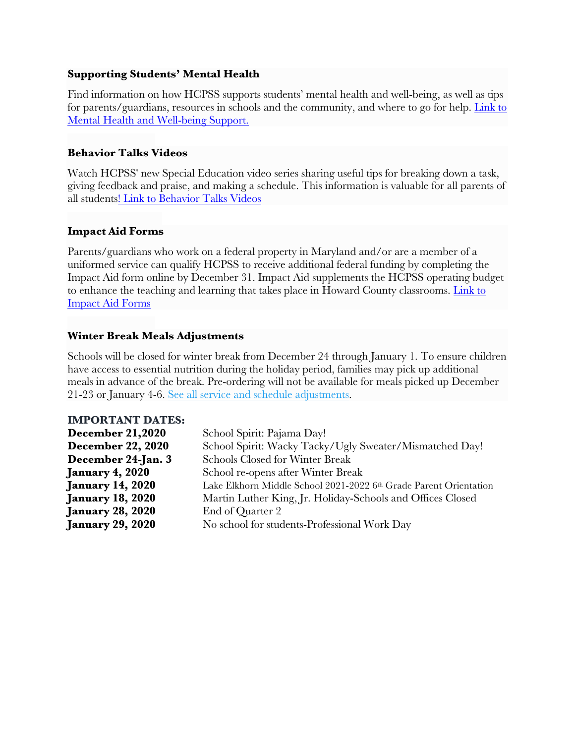### Supporting Students' Mental Health

Find information on how HCPSS supports students' mental health and well-being, as well as tips for parents/guardians, resources in schools and the community, and where to go for help. Link to Mental Health and Well-being Support.

### Behavior Talks Videos

Watch HCPSS' new Special Education video series sharing useful tips for breaking down a task, giving feedback and praise, and making a schedule. This information is valuable for all parents of all students! Link to Behavior Talks Videos

### Impact Aid Forms

Parents/guardians who work on a federal property in Maryland and/or are a member of a uniformed service can qualify HCPSS to receive additional federal funding by completing the Impact Aid form online by December 31. Impact Aid supplements the HCPSS operating budget to enhance the teaching and learning that takes place in Howard County classrooms. Link to Impact Aid Forms

### Winter Break Meals Adjustments

Schools will be closed for winter break from December 24 through January 1. To ensure children have access to essential nutrition during the holiday period, families may pick up additional meals in advance of the break. Pre-ordering will not be available for meals picked up December 21-23 or January 4-6. See all service and schedule adjustments.

**IMPORTANT DATES:**

| | |
|---|---|
| **December 21,2020** | School Spirit: Pajama Day! |
| **December 22, 2020** | School Spirit: Wacky Tacky/Ugly Sweater/Mismatched Day! |
| **December 24-Jan. 3** | Schools Closed for Winter Break |
| **January 4, 2020** | School re-opens after Winter Break |
| **January 14, 2020** | Lake Elkhorn Middle School 2021-2022 6th Grade Parent Orientation |
| **January 18, 2020** | Martin Luther King, Jr. Holiday-Schools and Offices Closed |
| **January 28, 2020** | End of Quarter 2 |
| **January 29, 2020** | No school for students-Professional Work Day |